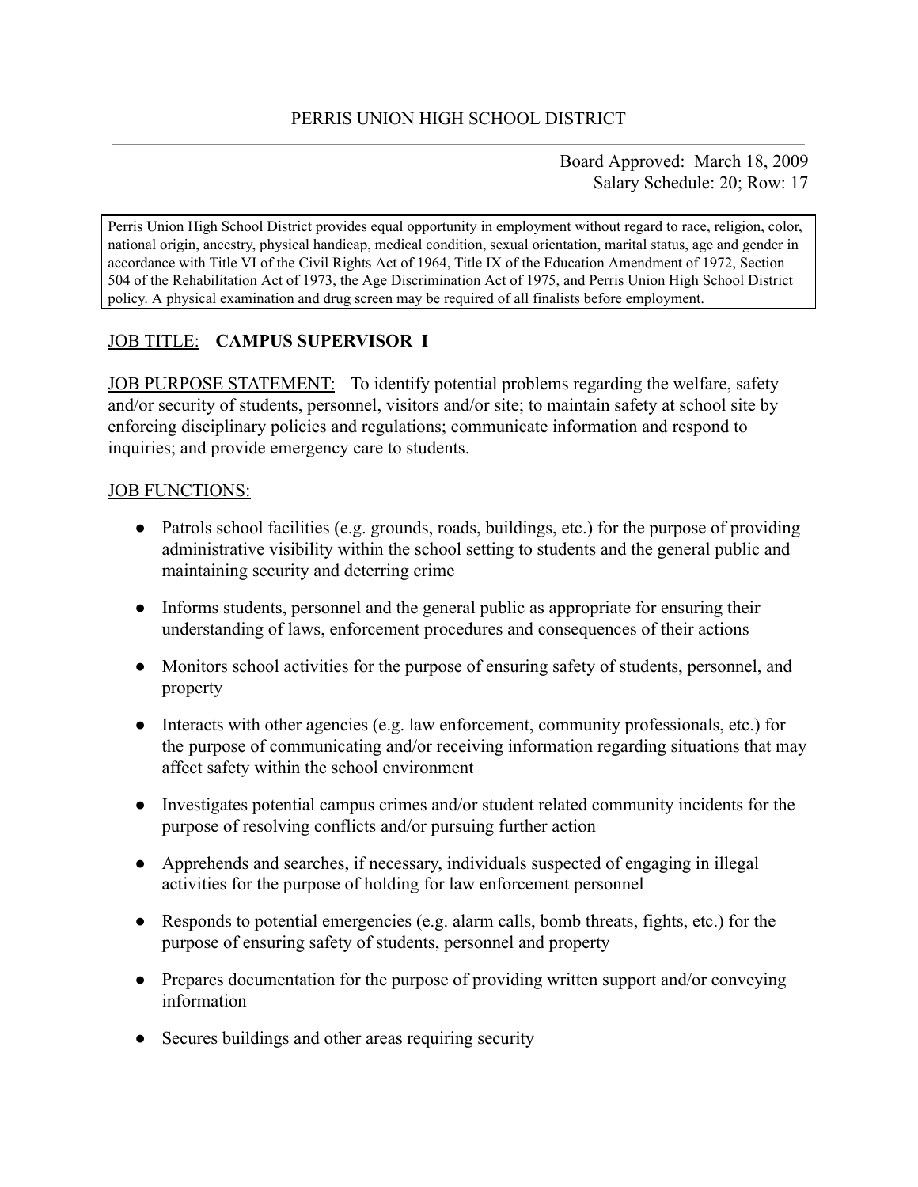# PERRIS UNION HIGH SCHOOL DISTRICT

Board Approved: March 18, 2009
Salary Schedule: 20; Row: 17

Perris Union High School District provides equal opportunity in employment without regard to race, religion, color, national origin, ancestry, physical handicap, medical condition, sexual orientation, marital status, age and gender in accordance with Title VI of the Civil Rights Act of 1964, Title IX of the Education Amendment of 1972, Section 504 of the Rehabilitation Act of 1973, the Age Discrimination Act of 1975, and Perris Union High School District policy. A physical examination and drug screen may be required of all finalists before employment.

JOB TITLE: **CAMPUS SUPERVISOR I**

JOB PURPOSE STATEMENT: To identify potential problems regarding the welfare, safety and/or security of students, personnel, visitors and/or site; to maintain safety at school site by enforcing disciplinary policies and regulations; communicate information and respond to inquiries; and provide emergency care to students.

JOB FUNCTIONS:

- Patrols school facilities (e.g. grounds, roads, buildings, etc.) for the purpose of providing administrative visibility within the school setting to students and the general public and maintaining security and deterring crime
- Informs students, personnel and the general public as appropriate for ensuring their understanding of laws, enforcement procedures and consequences of their actions
- Monitors school activities for the purpose of ensuring safety of students, personnel, and property
- Interacts with other agencies (e.g. law enforcement, community professionals, etc.) for the purpose of communicating and/or receiving information regarding situations that may affect safety within the school environment
- Investigates potential campus crimes and/or student related community incidents for the purpose of resolving conflicts and/or pursuing further action
- Apprehends and searches, if necessary, individuals suspected of engaging in illegal activities for the purpose of holding for law enforcement personnel
- Responds to potential emergencies (e.g. alarm calls, bomb threats, fights, etc.) for the purpose of ensuring safety of students, personnel and property
- Prepares documentation for the purpose of providing written support and/or conveying information
- Secures buildings and other areas requiring security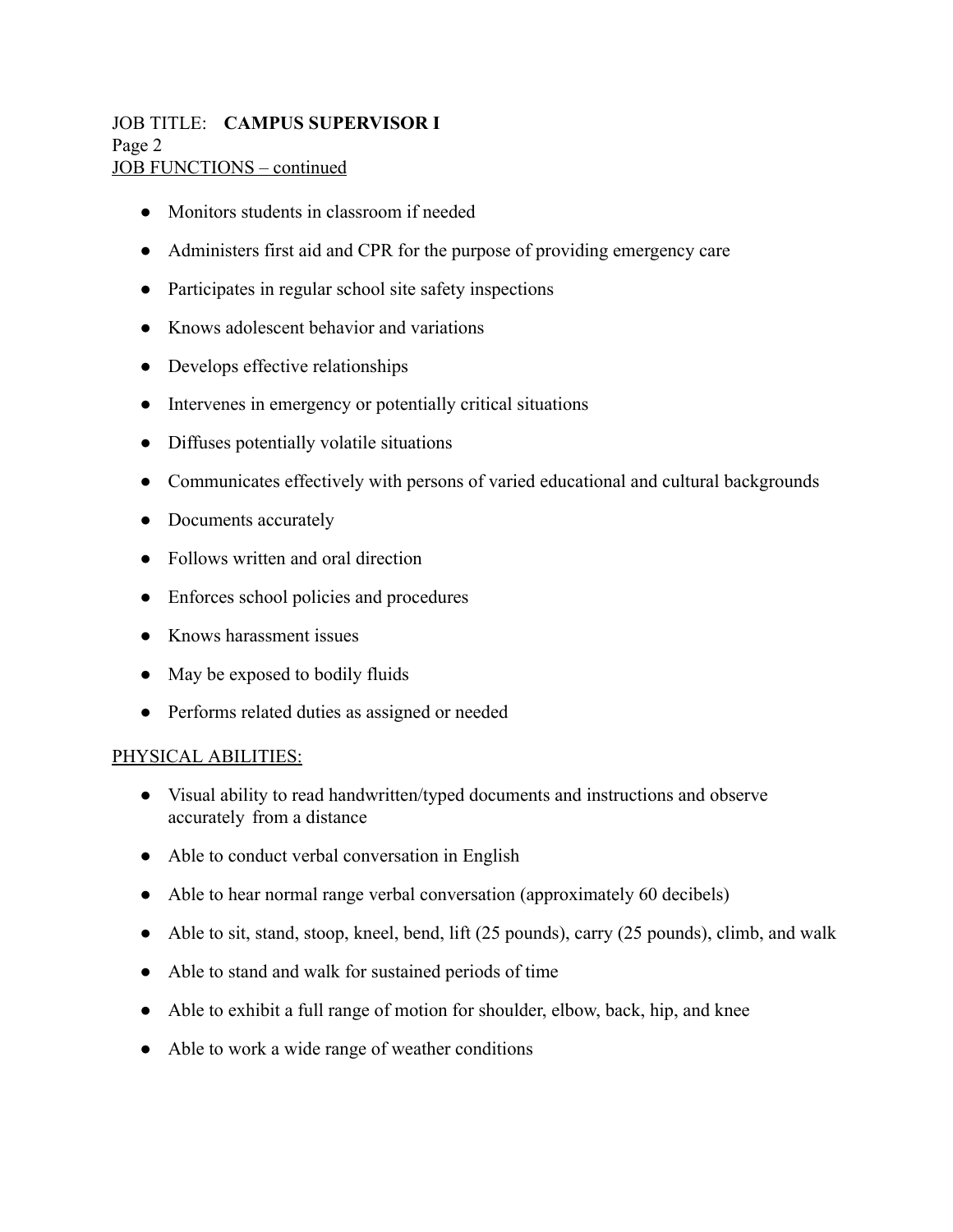JOB TITLE: **CAMPUS SUPERVISOR I**

Page 2

JOB FUNCTIONS – continued

- Monitors students in classroom if needed
- Administers first aid and CPR for the purpose of providing emergency care
- Participates in regular school site safety inspections
- Knows adolescent behavior and variations
- Develops effective relationships
- Intervenes in emergency or potentially critical situations
- Diffuses potentially volatile situations
- Communicates effectively with persons of varied educational and cultural backgrounds
- Documents accurately
- Follows written and oral direction
- Enforces school policies and procedures
- Knows harassment issues
- May be exposed to bodily fluids
- Performs related duties as assigned or needed

PHYSICAL ABILITIES:

- Visual ability to read handwritten/typed documents and instructions and observe accurately from a distance
- Able to conduct verbal conversation in English
- Able to hear normal range verbal conversation (approximately 60 decibels)
- Able to sit, stand, stoop, kneel, bend, lift (25 pounds), carry (25 pounds), climb, and walk
- Able to stand and walk for sustained periods of time
- Able to exhibit a full range of motion for shoulder, elbow, back, hip, and knee
- Able to work a wide range of weather conditions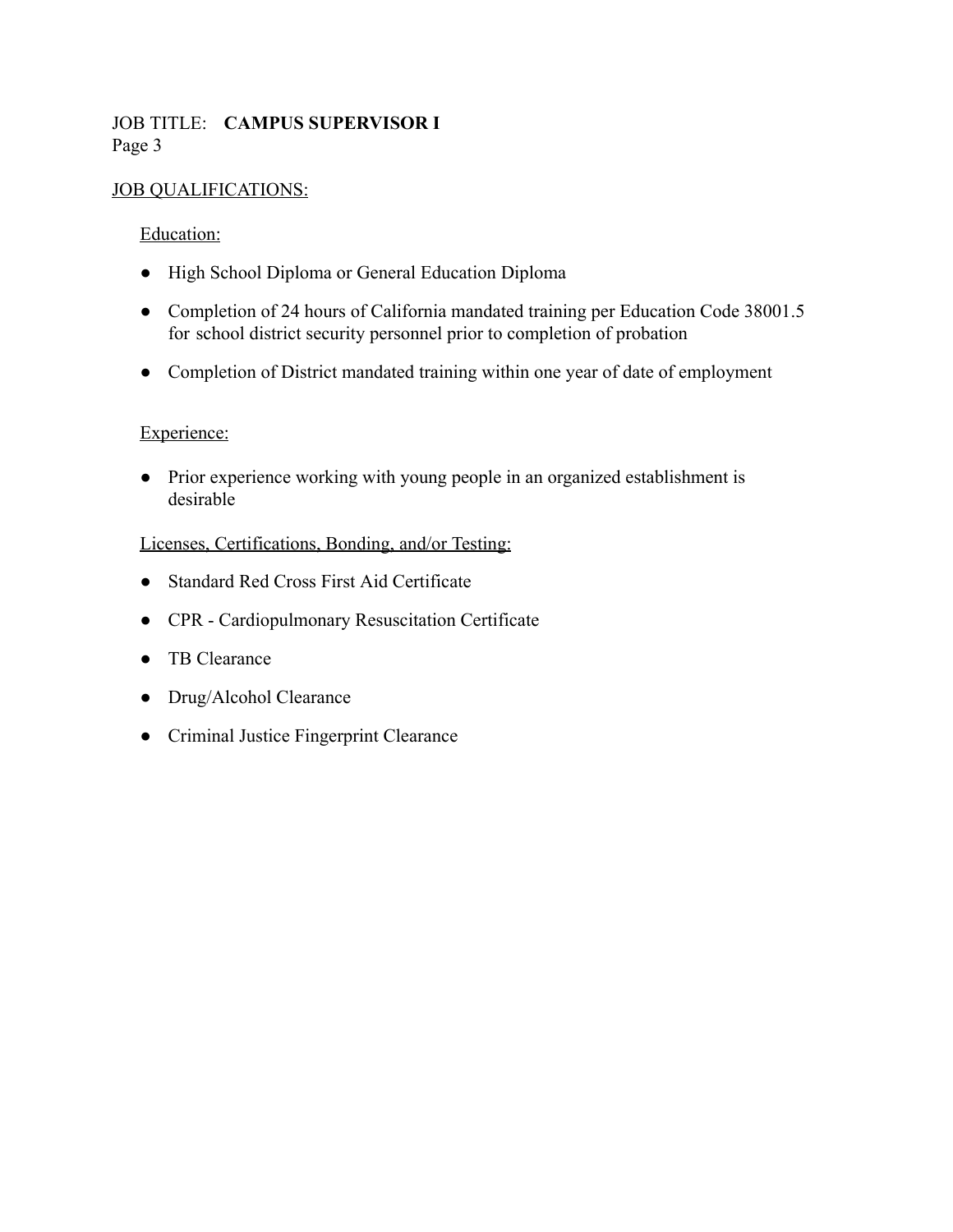JOB TITLE: **CAMPUS SUPERVISOR I**

## JOB QUALIFICATIONS:

### Education:

- High School Diploma or General Education Diploma
- Completion of 24 hours of California mandated training per Education Code 38001.5 for school district security personnel prior to completion of probation
- Completion of District mandated training within one year of date of employment

### Experience:

- Prior experience working with young people in an organized establishment is desirable

### Licenses, Certifications, Bonding, and/or Testing:

- Standard Red Cross First Aid Certificate
- CPR - Cardiopulmonary Resuscitation Certificate
- TB Clearance
- Drug/Alcohol Clearance
- Criminal Justice Fingerprint Clearance